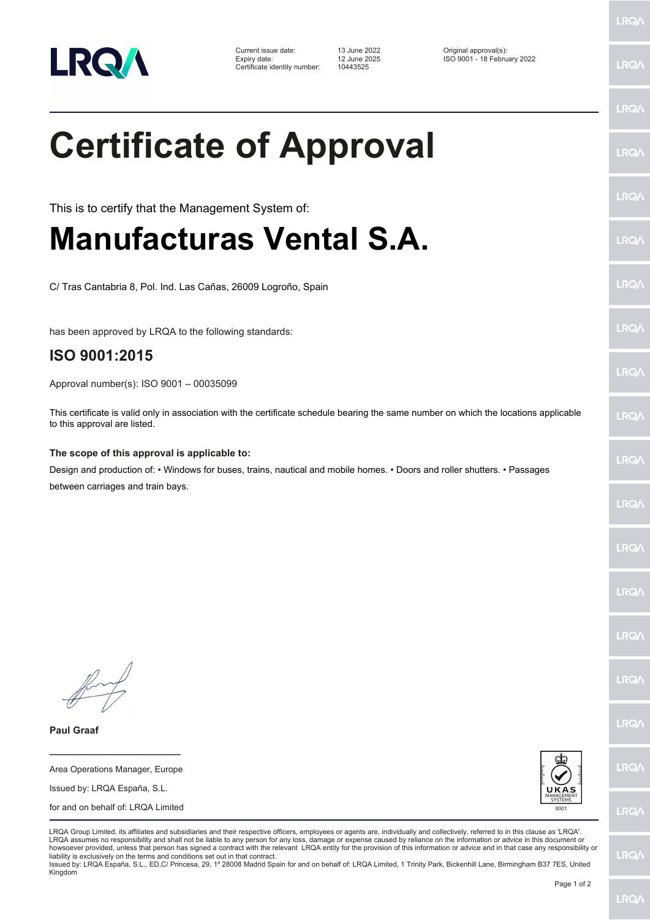| | | |
|---|---|---|
| Current issue date: | 13 June 2022 | Original approval(s): |
| Expiry date: | 12 June 2025 | ISO 9001 - 18 February 2022 |
| Certificate identity number: | 10443525 | |

# Certificate of Approval

This is to certify that the Management System of:

# Manufacturas Vental S.A.

C/ Tras Cantabria 8, Pol. Ind. Las Cañas, 26009 Logroño, Spain

has been approved by LRQA to the following standards:

## ISO 9001:2015

Approval number(s): ISO 9001 – 00035099

This certificate is valid only in association with the certificate schedule bearing the same number on which the locations applicable to this approval are listed.

**The scope of this approval is applicable to:**

Design and production of: • Windows for buses, trains, nautical and mobile homes. • Doors and roller shutters. • Passages between carriages and train bays.

**Paul Graaf**

Area Operations Manager, Europe

Issued by: LRQA España, S.L.

for and on behalf of: LRQA Limited

UKAS MANAGEMENT SYSTEMS 0001

LRQA Group Limited, its affiliates and subsidiaries and their respective officers, employees or agents are, individually and collectively, referred to in this clause as 'LRQA'. LRQA assumes no responsibility and shall not be liable to any person for any loss, damage or expense caused by reliance on the information or advice in this document or howsoever provided, unless that person has signed a contract with the relevant LRQA entity for the provision of this information or advice and in that case any responsibility or liability is exclusively on the terms and conditions set out in that contract.

Issued by: LRQA España, S.L., ED,C/ Princesa, 29, 1º 28008 Madrid Spain for and on behalf of: LRQA Limited, 1 Trinity Park, Bickenhill Lane, Birmingham B37 7ES, United Kingdom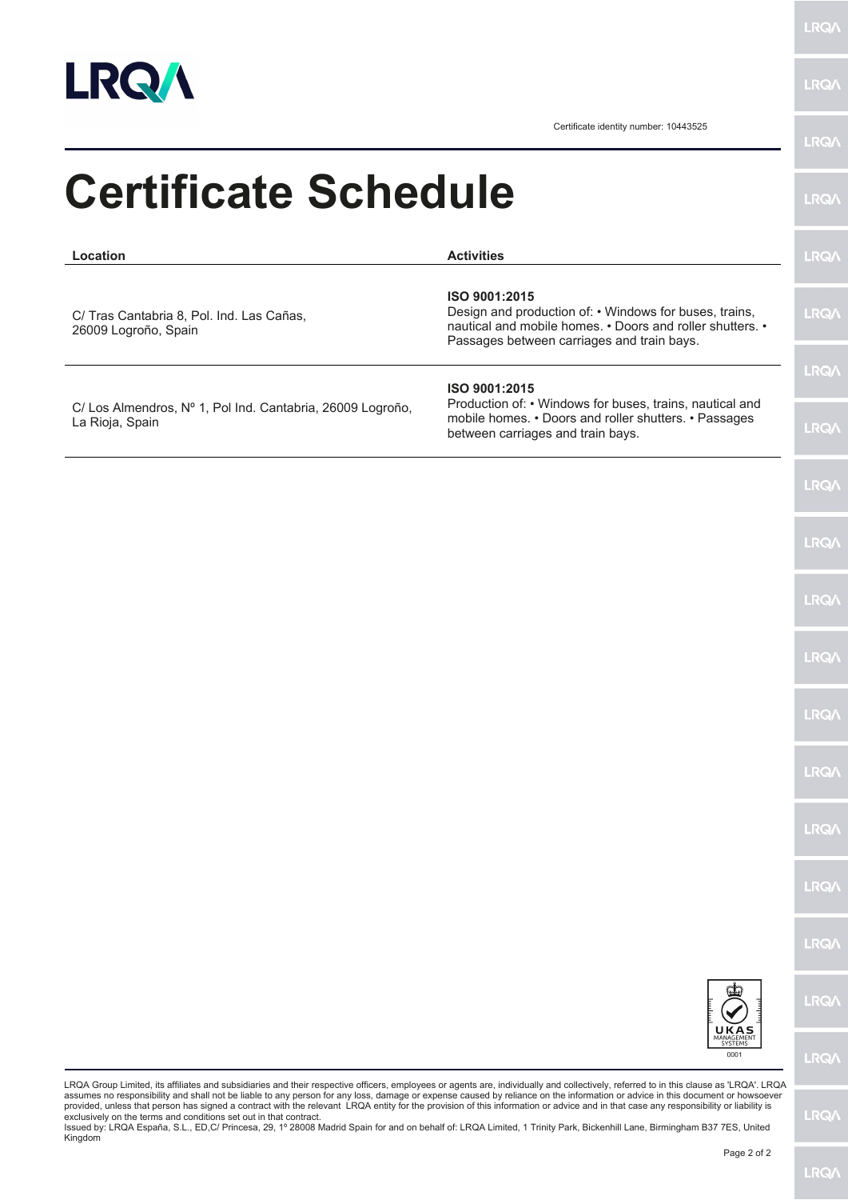Certificate identity number: 10443525

# Certificate Schedule

| Location | Activities |
|---|---|
| C/ Tras Cantabria 8, Pol. Ind. Las Cañas, 26009 Logroño, Spain | **ISO 9001:2015** Design and production of: • Windows for buses, trains, nautical and mobile homes. • Doors and roller shutters. • Passages between carriages and train bays. |
| C/ Los Almendros, Nº 1, Pol Ind. Cantabria, 26009 Logroño, La Rioja, Spain | **ISO 9001:2015** Production of: • Windows for buses, trains, nautical and mobile homes. • Doors and roller shutters. • Passages between carriages and train bays. |

UKAS MANAGEMENT SYSTEMS 0001

LRQA Group Limited, its affiliates and subsidiaries and their respective officers, employees or agents are, individually and collectively, referred to in this clause as 'LRQA'. LRQA assumes no responsibility and shall not be liable to any person for any loss, damage or expense caused by reliance on the information or advice in this document or howsoever provided, unless that person has signed a contract with the relevant LRQA entity for the provision of this information or advice and in that case any responsibility or liability is exclusively on the terms and conditions set out in that contract.
Issued by: LRQA España, S.L., ED,C/ Princesa, 29, 1º 28008 Madrid Spain for and on behalf of: LRQA Limited, 1 Trinity Park, Bickenhill Lane, Birmingham B37 7ES, United Kingdom